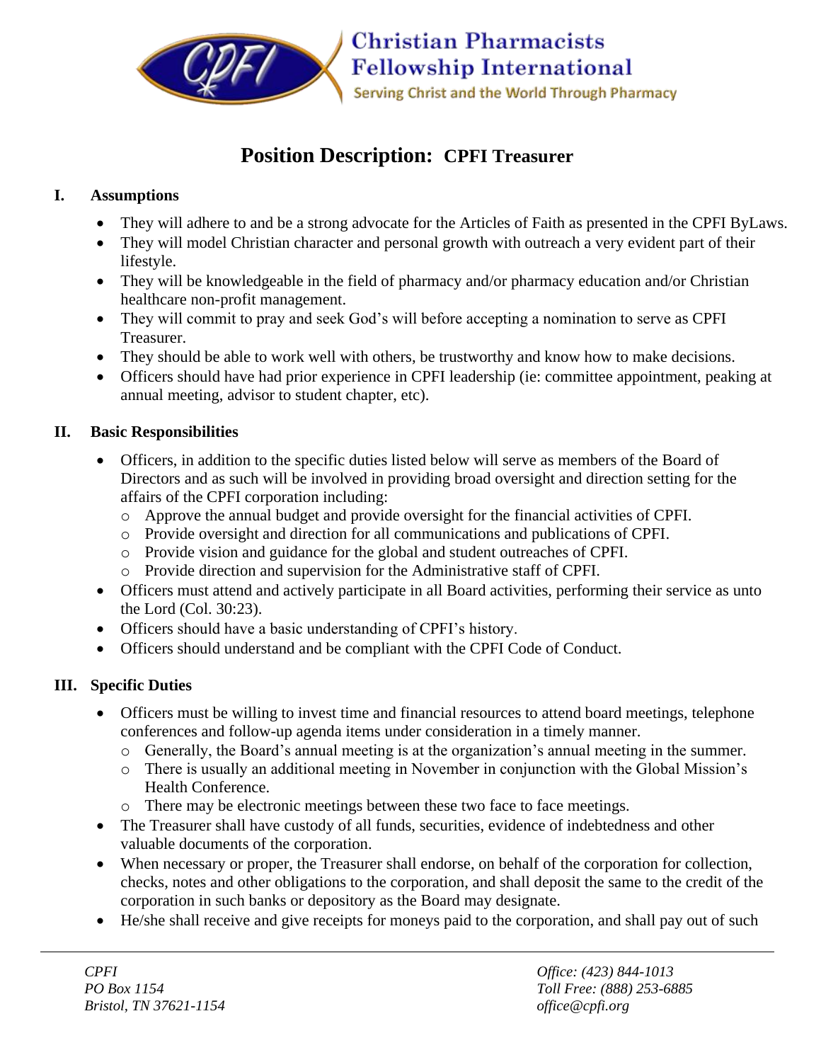**Christian Pharmacists Fellowship International**

Serving Christ and the World Through Pharmacy

# Position Description: CPFI Treasurer

## I. Assumptions

- They will adhere to and be a strong advocate for the Articles of Faith as presented in the CPFI ByLaws.
- They will model Christian character and personal growth with outreach a very evident part of their lifestyle.
- They will be knowledgeable in the field of pharmacy and/or pharmacy education and/or Christian healthcare non-profit management.
- They will commit to pray and seek God's will before accepting a nomination to serve as CPFI Treasurer.
- They should be able to work well with others, be trustworthy and know how to make decisions.
- Officers should have had prior experience in CPFI leadership (ie: committee appointment, peaking at annual meeting, advisor to student chapter, etc).

## II. Basic Responsibilities

- Officers, in addition to the specific duties listed below will serve as members of the Board of Directors and as such will be involved in providing broad oversight and direction setting for the affairs of the CPFI corporation including:
  - Approve the annual budget and provide oversight for the financial activities of CPFI.
  - Provide oversight and direction for all communications and publications of CPFI.
  - Provide vision and guidance for the global and student outreaches of CPFI.
  - Provide direction and supervision for the Administrative staff of CPFI.
- Officers must attend and actively participate in all Board activities, performing their service as unto the Lord (Col. 30:23).
- Officers should have a basic understanding of CPFI's history.
- Officers should understand and be compliant with the CPFI Code of Conduct.

## III. Specific Duties

- Officers must be willing to invest time and financial resources to attend board meetings, telephone conferences and follow-up agenda items under consideration in a timely manner.
  - Generally, the Board's annual meeting is at the organization's annual meeting in the summer.
  - There is usually an additional meeting in November in conjunction with the Global Mission's Health Conference.
  - There may be electronic meetings between these two face to face meetings.
- The Treasurer shall have custody of all funds, securities, evidence of indebtedness and other valuable documents of the corporation.
- When necessary or proper, the Treasurer shall endorse, on behalf of the corporation for collection, checks, notes and other obligations to the corporation, and shall deposit the same to the credit of the corporation in such banks or depository as the Board may designate.
- He/she shall receive and give receipts for moneys paid to the corporation, and shall pay out of such

*CPFI*
*PO Box 1154*
*Bristol, TN 37621-1154*

*Office: (423) 844-1013*
*Toll Free: (888) 253-6885*
*office@cpfi.org*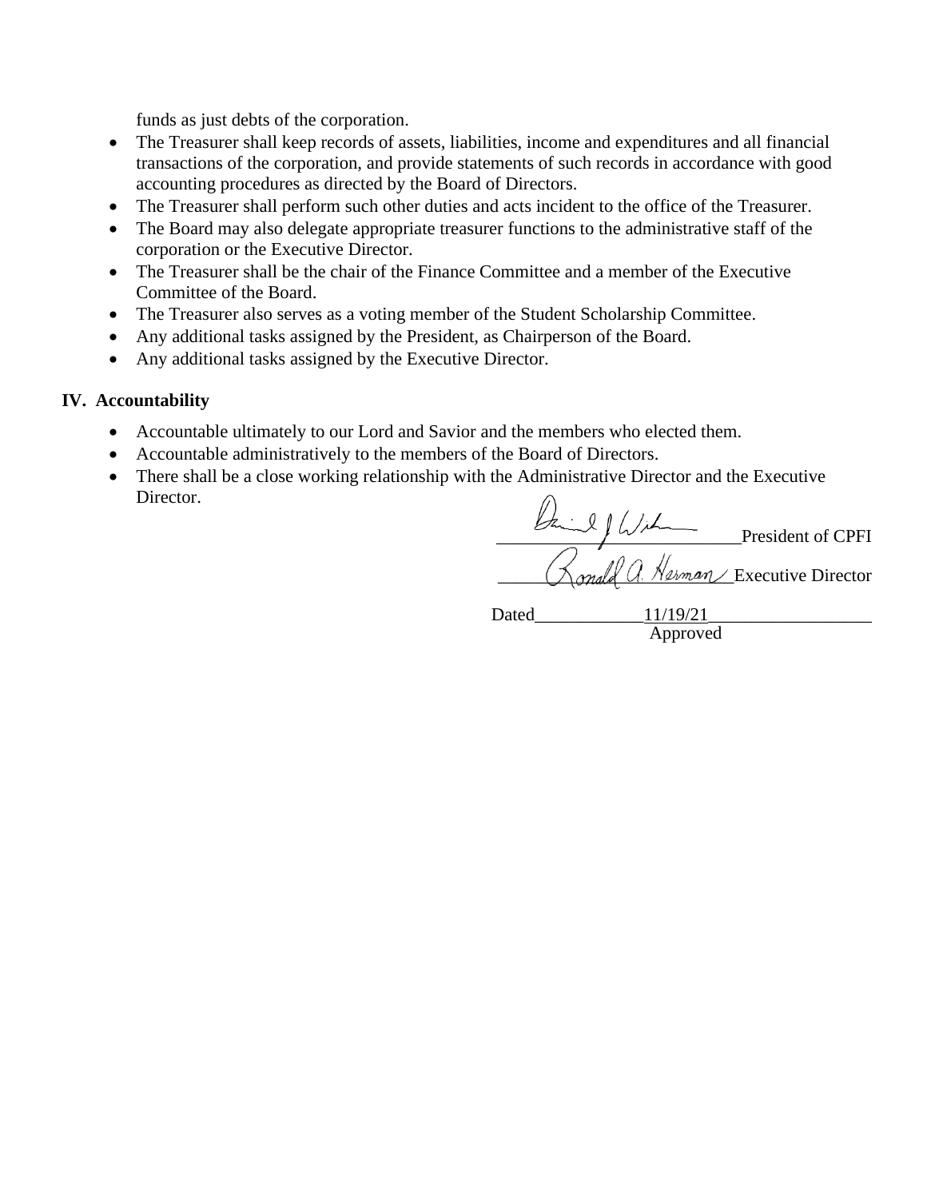funds as just debts of the corporation.

- The Treasurer shall keep records of assets, liabilities, income and expenditures and all financial transactions of the corporation, and provide statements of such records in accordance with good accounting procedures as directed by the Board of Directors.
- The Treasurer shall perform such other duties and acts incident to the office of the Treasurer.
- The Board may also delegate appropriate treasurer functions to the administrative staff of the corporation or the Executive Director.
- The Treasurer shall be the chair of the Finance Committee and a member of the Executive Committee of the Board.
- The Treasurer also serves as a voting member of the Student Scholarship Committee.
- Any additional tasks assigned by the President, as Chairperson of the Board.
- Any additional tasks assigned by the Executive Director.

## IV. Accountability

- Accountable ultimately to our Lord and Savior and the members who elected them.
- Accountable administratively to the members of the Board of Directors.
- There shall be a close working relationship with the Administrative Director and the Executive Director.

Daniel J Wilson President of CPFI

Ronald A. Herman Executive Director

Dated 11/19/21
Approved